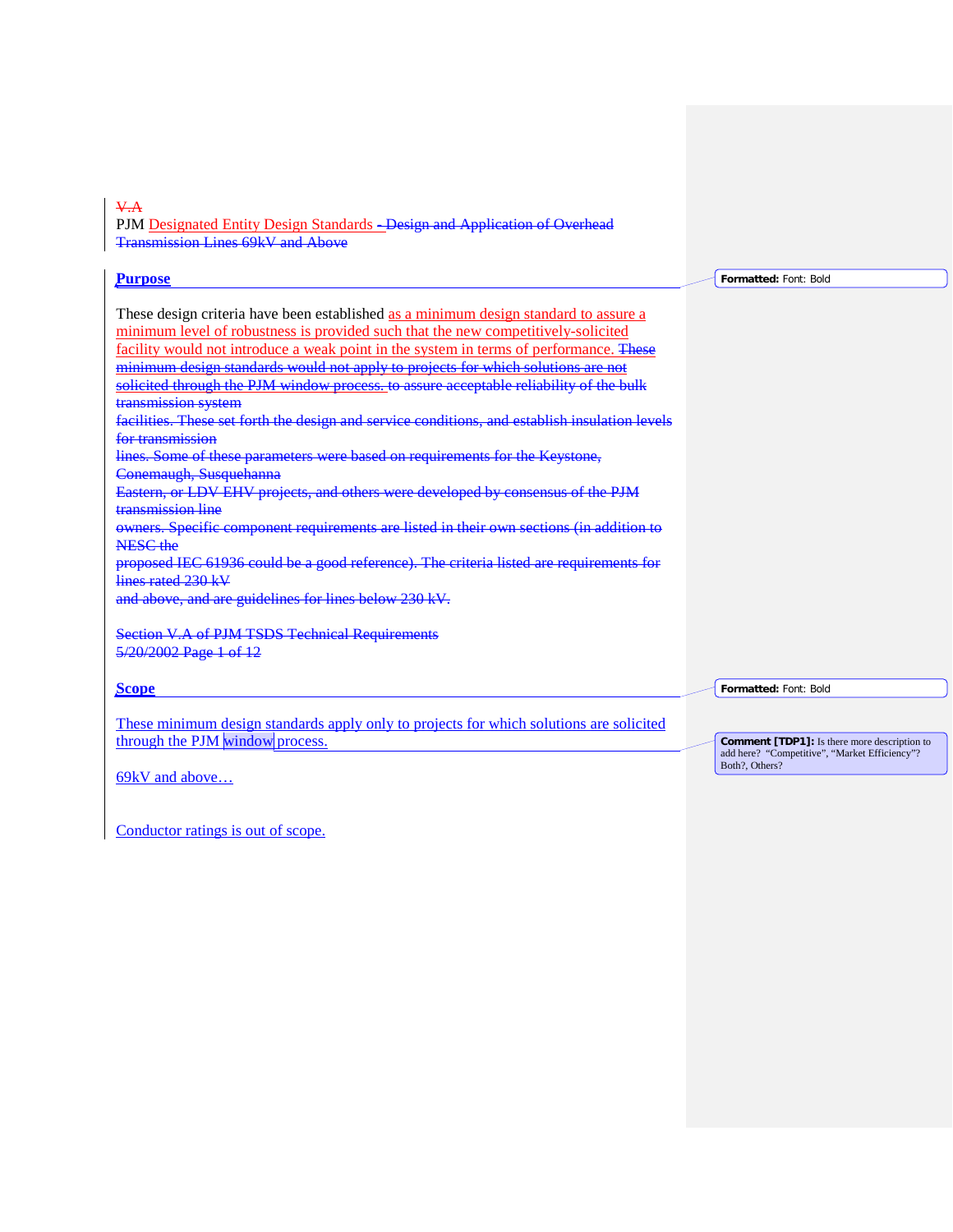~~V.A~~
PJM Designated Entity Design Standards ~~- Design and Application of Overhead Transmission Lines 69kV and Above~~

**Purpose**

These design criteria have been established as a minimum design standard to assure a minimum level of robustness is provided such that the new competitively-solicited facility would not introduce a weak point in the system in terms of performance. ~~These minimum design standards would not apply to projects for which solutions are not solicited through the PJM window process. to assure acceptable reliability of the bulk transmission system facilities. These set forth the design and service conditions, and establish insulation levels for transmission lines. Some of these parameters were based on requirements for the Keystone, Conemaugh, Susquehanna Eastern, or LDV EHV projects, and others were developed by consensus of the PJM transmission line owners. Specific component requirements are listed in their own sections (in addition to NESC the proposed IEC 61936 could be a good reference). The criteria listed are requirements for lines rated 230 kV and above, and are guidelines for lines below 230 kV.~~

~~Section V.A of PJM TSDS Technical Requirements~~
~~5/20/2002 Page 1 of 12~~

**Scope**

These minimum design standards apply only to projects for which solutions are solicited through the PJM window process.

69kV and above…

Conductor ratings is out of scope.

Formatted: Font: Bold

Formatted: Font: Bold

Comment [TDP1]: Is there more description to add here? "Competitive", "Market Efficiency"? Both?, Others?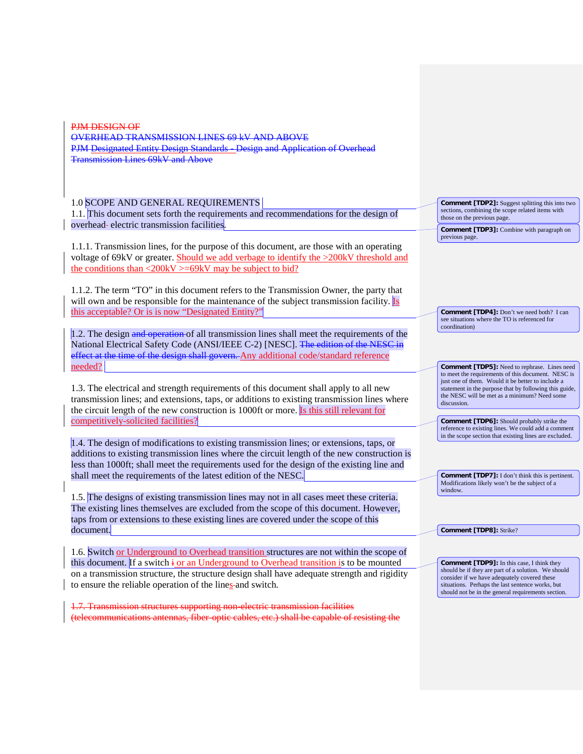PJM DESIGN OF
OVERHEAD TRANSMISSION LINES 69 kV AND ABOVE
PJM Designated Entity Design Standards - Design and Application of Overhead Transmission Lines 69kV and Above

## 1.0 SCOPE AND GENERAL REQUIREMENTS

1.1. This document sets forth the requirements and recommendations for the design of overhead- electric transmission facilities.

1.1.1. Transmission lines, for the purpose of this document, are those with an operating voltage of 69kV or greater. Should we add verbage to identify the >200kV threshold and the conditions than <200kV >=69kV may be subject to bid?

1.1.2. The term "TO" in this document refers to the Transmission Owner, the party that will own and be responsible for the maintenance of the subject transmission facility. Is this acceptable? Or is is now "Designated Entity?"

1.2. The design and operation of all transmission lines shall meet the requirements of the National Electrical Safety Code (ANSI/IEEE C-2) [NESC]. The edition of the NESC in effect at the time of the design shall govern. Any additional code/standard reference needed?

1.3. The electrical and strength requirements of this document shall apply to all new transmission lines; and extensions, taps, or additions to existing transmission lines where the circuit length of the new construction is 1000ft or more. Is this still relevant for competitively-solicited facilities?

1.4. The design of modifications to existing transmission lines; or extensions, taps, or additions to existing transmission lines where the circuit length of the new construction is less than 1000ft; shall meet the requirements used for the design of the existing line and shall meet the requirements of the latest edition of the NESC.

1.5. The designs of existing transmission lines may not in all cases meet these criteria. The existing lines themselves are excluded from the scope of this document. However, taps from or extensions to these existing lines are covered under the scope of this document.

1.6. Switch or Underground to Overhead transition structures are not within the scope of this document. If a switch i or an Underground to Overhead transition is to be mounted on a transmission structure, the structure design shall have adequate strength and rigidity to ensure the reliable operation of the lines and switch.

1.7. Transmission structures supporting non-electric transmission facilities (telecommunications antennas, fiber-optic cables, etc.) shall be capable of resisting the

---

**Comment [TDP2]:** Suggest splitting this into two sections, combining the scope related items with those on the previous page.

**Comment [TDP3]:** Combine with paragraph on previous page.

**Comment [TDP4]:** Don't we need both? I can see situations where the TO is referenced for coordination)

**Comment [TDP5]:** Need to rephrase. Lines need to meet the requirements of this document. NESC is just one of them. Would it be better to include a statement in the purpose that by following this guide, the NESC will be met as a minimum? Need some discussion.

**Comment [TDP6]:** Should probably strike the reference to existing lines. We could add a comment in the scope section that existing lines are excluded.

**Comment [TDP7]:** I don't think this is pertinent. Modifications likely won't be the subject of a window.

**Comment [TDP8]:** Strike?

**Comment [TDP9]:** In this case, I think they should be if they are part of a solution. We should consider if we have adequately covered these situations. Perhaps the last sentence works, but should not be in the general requirements section.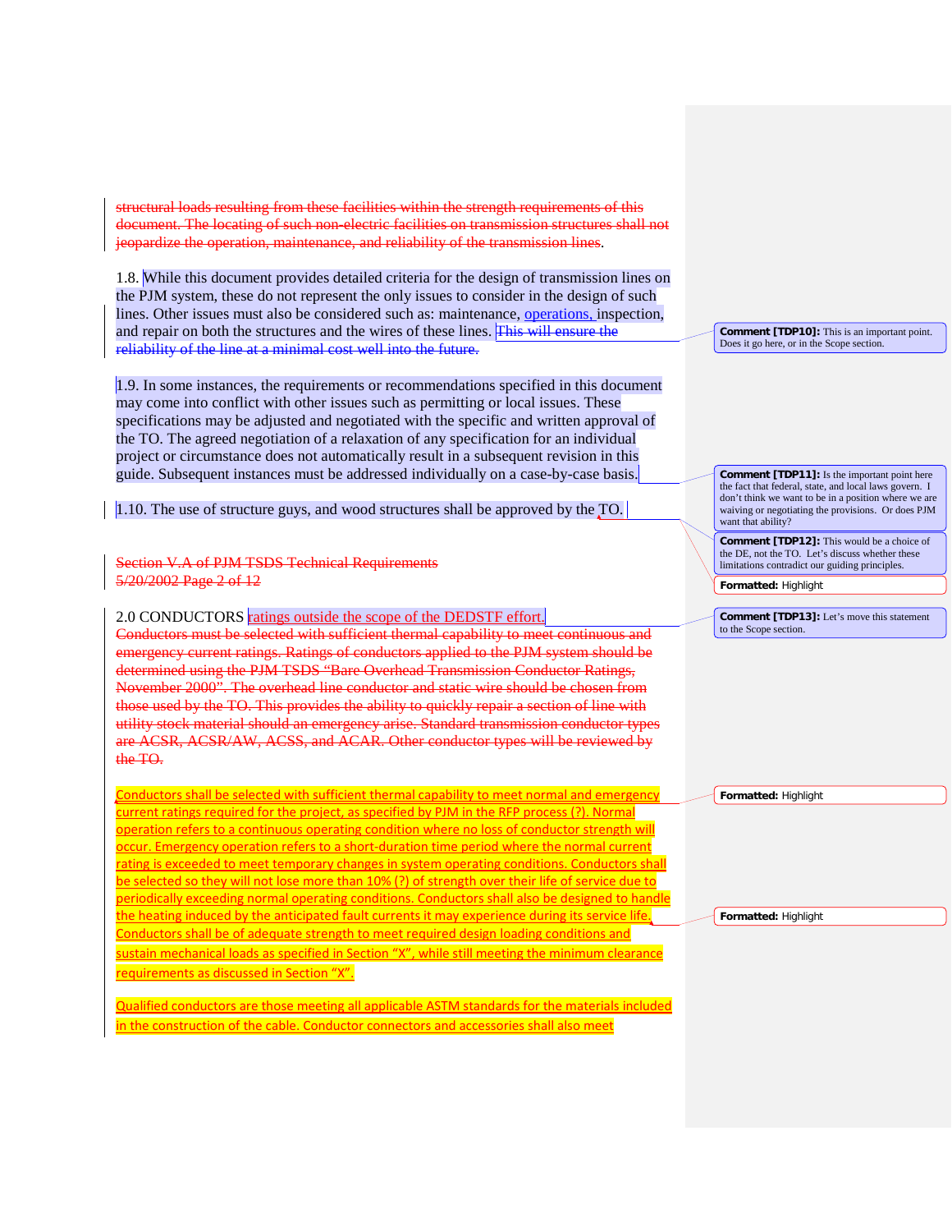~~structural loads resulting from these facilities within the strength requirements of this document. The locating of such non-electric facilities on transmission structures shall not jeopardize the operation, maintenance, and reliability of the transmission lines~~.

1.8. While this document provides detailed criteria for the design of transmission lines on the PJM system, these do not represent the only issues to consider in the design of such lines. Other issues must also be considered such as: maintenance, operations, inspection, and repair on both the structures and the wires of these lines. ~~This will ensure the reliability of the line at a minimal cost well into the future.~~

1.9. In some instances, the requirements or recommendations specified in this document may come into conflict with other issues such as permitting or local issues. These specifications may be adjusted and negotiated with the specific and written approval of the TO. The agreed negotiation of a relaxation of any specification for an individual project or circumstance does not automatically result in a subsequent revision in this guide. Subsequent instances must be addressed individually on a case-by-case basis.

1.10. The use of structure guys, and wood structures shall be approved by the TO.

~~Section V.A of PJM TSDS Technical Requirements~~
~~5/20/2002 Page 2 of 12~~

## 2.0 CONDUCTORS ratings outside the scope of the DEDSTF effort.

~~Conductors must be selected with sufficient thermal capability to meet continuous and emergency current ratings. Ratings of conductors applied to the PJM system should be determined using the PJM TSDS "Bare Overhead Transmission Conductor Ratings, November 2000". The overhead line conductor and static wire should be chosen from those used by the TO. This provides the ability to quickly repair a section of line with utility stock material should an emergency arise. Standard transmission conductor types are ACSR, ACSR/AW, ACSS, and ACAR. Other conductor types will be reviewed by the TO.~~

Conductors shall be selected with sufficient thermal capability to meet normal and emergency current ratings required for the project, as specified by PJM in the RFP process (?). Normal operation refers to a continuous operating condition where no loss of conductor strength will occur. Emergency operation refers to a short-duration time period where the normal current rating is exceeded to meet temporary changes in system operating conditions. Conductors shall be selected so they will not lose more than 10% (?) of strength over their life of service due to periodically exceeding normal operating conditions. Conductors shall also be designed to handle the heating induced by the anticipated fault currents it may experience during its service life. Conductors shall be of adequate strength to meet required design loading conditions and sustain mechanical loads as specified in Section "X", while still meeting the minimum clearance requirements as discussed in Section "X".

Qualified conductors are those meeting all applicable ASTM standards for the materials included in the construction of the cable. Conductor connectors and accessories shall also meet

**Comment [TDP10]:** This is an important point. Does it go here, or in the Scope section.

**Comment [TDP11]:** Is the important point here the fact that federal, state, and local laws govern. I don't think we want to be in a position where we are waiving or negotiating the provisions. Or does PJM want that ability?

**Comment [TDP12]:** This would be a choice of the DE, not the TO. Let's discuss whether these limitations contradict our guiding principles.

**Formatted:** Highlight

**Comment [TDP13]:** Let's move this statement to the Scope section.

**Formatted:** Highlight

**Formatted:** Highlight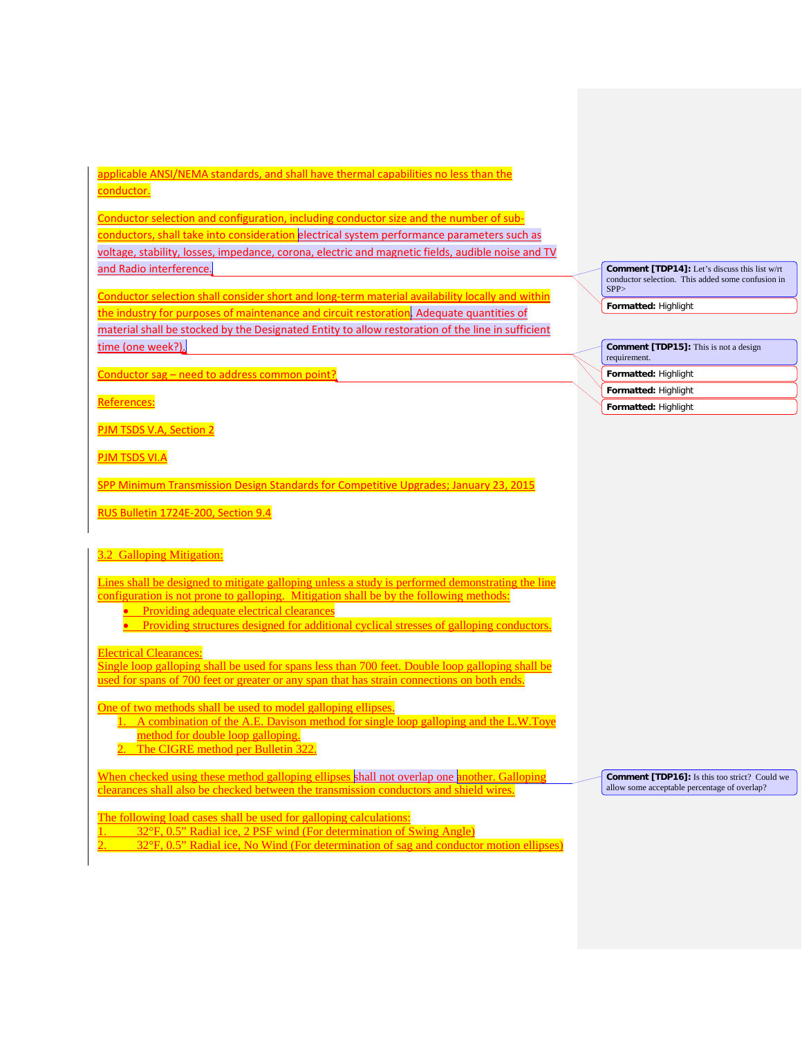applicable ANSI/NEMA standards, and shall have thermal capabilities no less than the conductor.

Conductor selection and configuration, including conductor size and the number of sub-conductors, shall take into consideration electrical system performance parameters such as voltage, stability, losses, impedance, corona, electric and magnetic fields, audible noise and TV and Radio interference.

Conductor selection shall consider short and long-term material availability locally and within the industry for purposes of maintenance and circuit restoration. Adequate quantities of material shall be stocked by the Designated Entity to allow restoration of the line in sufficient time (one week?).

Conductor sag – need to address common point?

References:

PJM TSDS V.A, Section 2

PJM TSDS VI.A

SPP Minimum Transmission Design Standards for Competitive Upgrades; January 23, 2015

RUS Bulletin 1724E-200, Section 9.4

## 3.2 Galloping Mitigation:

Lines shall be designed to mitigate galloping unless a study is performed demonstrating the line configuration is not prone to galloping. Mitigation shall be by the following methods:

- Providing adequate electrical clearances
- Providing structures designed for additional cyclical stresses of galloping conductors.

Electrical Clearances:
Single loop galloping shall be used for spans less than 700 feet. Double loop galloping shall be used for spans of 700 feet or greater or any span that has strain connections on both ends.

One of two methods shall be used to model galloping ellipses.

1. A combination of the A.E. Davison method for single loop galloping and the L.W.Toye method for double loop galloping.
2. The CIGRE method per Bulletin 322.

When checked using these method galloping ellipses shall not overlap one another. Galloping clearances shall also be checked between the transmission conductors and shield wires.

The following load cases shall be used for galloping calculations:

1. 32°F, 0.5” Radial ice, 2 PSF wind (For determination of Swing Angle)
2. 32°F, 0.5” Radial ice, No Wind (For determination of sag and conductor motion ellipses)

Comment [TDP14]: Let’s discuss this list w/rt conductor selection. This added some confusion in SPP>

Comment [TDP15]: This is not a design requirement.

Comment [TDP16]: Is this too strict? Could we allow some acceptable percentage of overlap?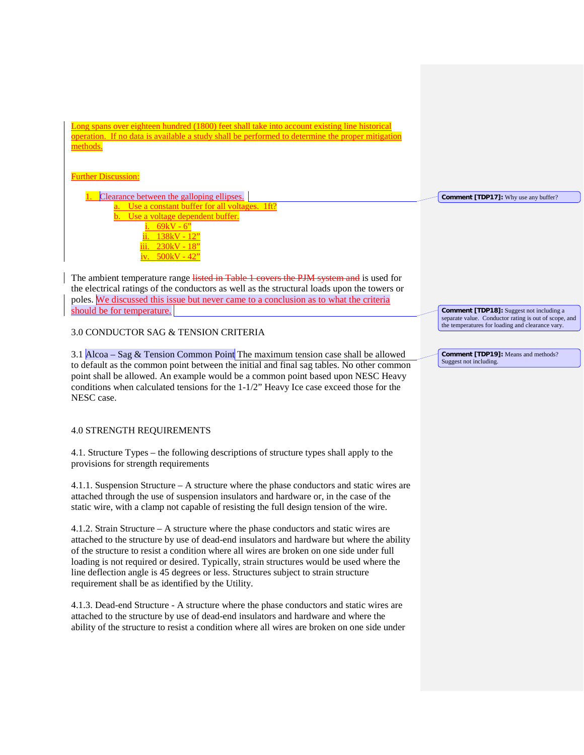Long spans over eighteen hundred (1800) feet shall take into account existing line historical operation. If no data is available a study shall be performed to determine the proper mitigation methods.

Further Discussion:

1. Clearance between the galloping ellipses.
   a. Use a constant buffer for all voltages. 1ft?
   b. Use a voltage dependent buffer.
      i. 69kV - 6”
      ii. 138kV - 12”
      iii. 230kV - 18”
      iv. 500kV - 42”

> Comment [TDP17]: Why use any buffer?

The ambient temperature range ~~listed in Table 1 covers the PJM system and~~ is used for the electrical ratings of the conductors as well as the structural loads upon the towers or poles. We discussed this issue but never came to a conclusion as to what the criteria should be for temperature.

> Comment [TDP18]: Suggest not including a separate value. Conductor rating is out of scope, and the temperatures for loading and clearance vary.

## 3.0 CONDUCTOR SAG & TENSION CRITERIA

3.1 Alcoa – Sag & Tension Common Point The maximum tension case shall be allowed to default as the common point between the initial and final sag tables. No other common point shall be allowed. An example would be a common point based upon NESC Heavy conditions when calculated tensions for the 1-1/2” Heavy Ice case exceed those for the NESC case.

> Comment [TDP19]: Means and methods? Suggest not including.

## 4.0 STRENGTH REQUIREMENTS

4.1. Structure Types – the following descriptions of structure types shall apply to the provisions for strength requirements

4.1.1. Suspension Structure – A structure where the phase conductors and static wires are attached through the use of suspension insulators and hardware or, in the case of the static wire, with a clamp not capable of resisting the full design tension of the wire.

4.1.2. Strain Structure – A structure where the phase conductors and static wires are attached to the structure by use of dead-end insulators and hardware but where the ability of the structure to resist a condition where all wires are broken on one side under full loading is not required or desired. Typically, strain structures would be used where the line deflection angle is 45 degrees or less. Structures subject to strain structure requirement shall be as identified by the Utility.

4.1.3. Dead-end Structure - A structure where the phase conductors and static wires are attached to the structure by use of dead-end insulators and hardware and where the ability of the structure to resist a condition where all wires are broken on one side under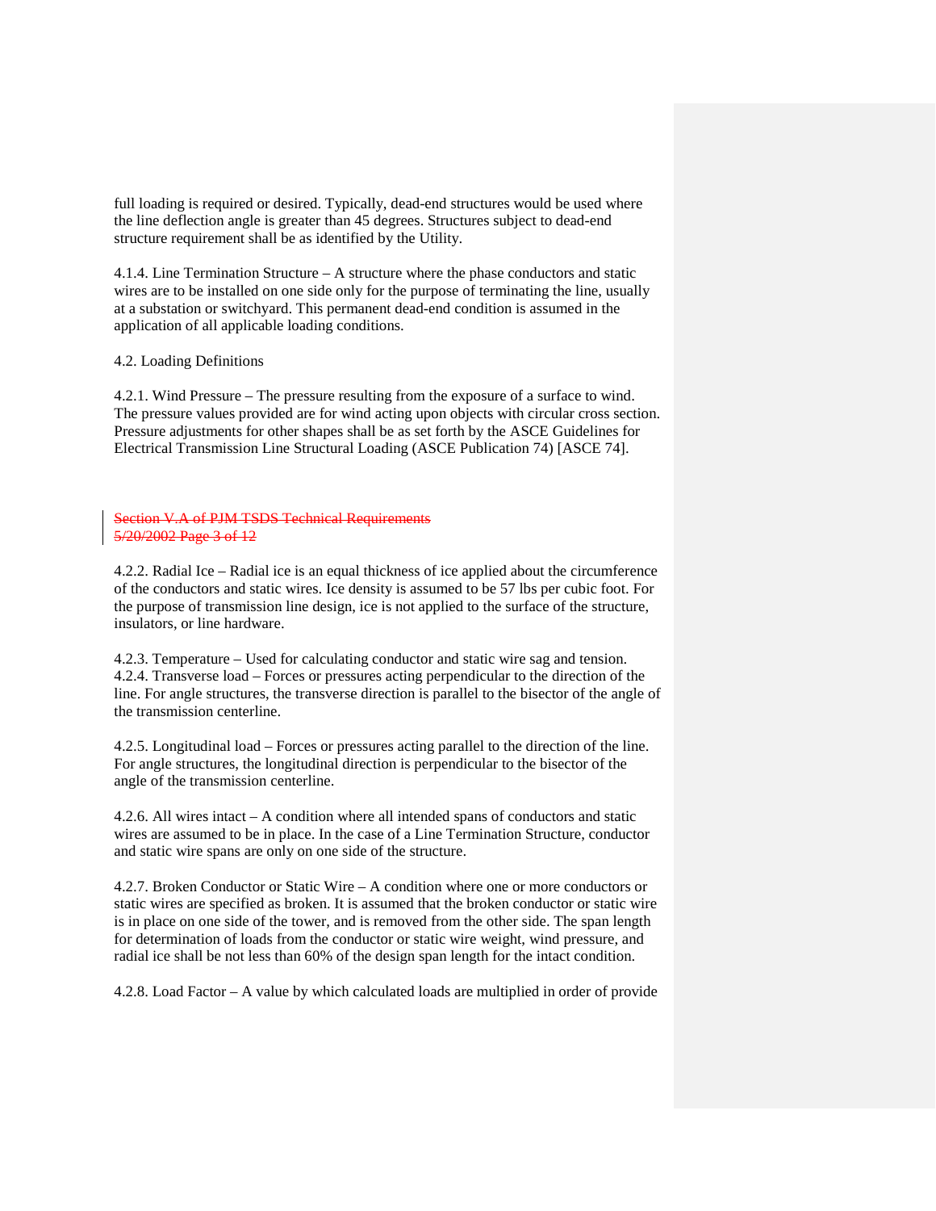full loading is required or desired. Typically, dead-end structures would be used where the line deflection angle is greater than 45 degrees. Structures subject to dead-end structure requirement shall be as identified by the Utility.

4.1.4. Line Termination Structure – A structure where the phase conductors and static wires are to be installed on one side only for the purpose of terminating the line, usually at a substation or switchyard. This permanent dead-end condition is assumed in the application of all applicable loading conditions.

4.2. Loading Definitions

4.2.1. Wind Pressure – The pressure resulting from the exposure of a surface to wind. The pressure values provided are for wind acting upon objects with circular cross section. Pressure adjustments for other shapes shall be as set forth by the ASCE Guidelines for Electrical Transmission Line Structural Loading (ASCE Publication 74) [ASCE 74].

~~Section V.A of PJM TSDS Technical Requirements~~
~~5/20/2002 Page 3 of 12~~

4.2.2. Radial Ice – Radial ice is an equal thickness of ice applied about the circumference of the conductors and static wires. Ice density is assumed to be 57 lbs per cubic foot. For the purpose of transmission line design, ice is not applied to the surface of the structure, insulators, or line hardware.

4.2.3. Temperature – Used for calculating conductor and static wire sag and tension.
4.2.4. Transverse load – Forces or pressures acting perpendicular to the direction of the line. For angle structures, the transverse direction is parallel to the bisector of the angle of the transmission centerline.

4.2.5. Longitudinal load – Forces or pressures acting parallel to the direction of the line. For angle structures, the longitudinal direction is perpendicular to the bisector of the angle of the transmission centerline.

4.2.6. All wires intact – A condition where all intended spans of conductors and static wires are assumed to be in place. In the case of a Line Termination Structure, conductor and static wire spans are only on one side of the structure.

4.2.7. Broken Conductor or Static Wire – A condition where one or more conductors or static wires are specified as broken. It is assumed that the broken conductor or static wire is in place on one side of the tower, and is removed from the other side. The span length for determination of loads from the conductor or static wire weight, wind pressure, and radial ice shall be not less than 60% of the design span length for the intact condition.

4.2.8. Load Factor – A value by which calculated loads are multiplied in order of provide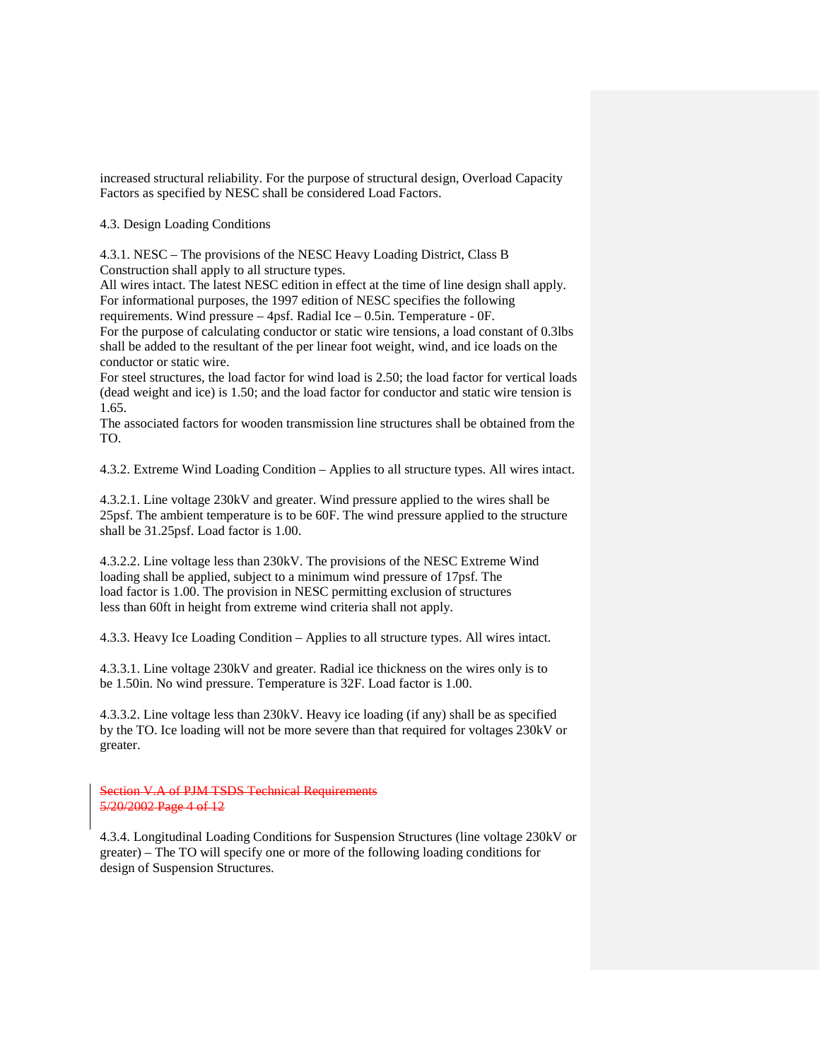increased structural reliability. For the purpose of structural design, Overload Capacity Factors as specified by NESC shall be considered Load Factors.

4.3. Design Loading Conditions

4.3.1. NESC – The provisions of the NESC Heavy Loading District, Class B Construction shall apply to all structure types.
All wires intact. The latest NESC edition in effect at the time of line design shall apply. For informational purposes, the 1997 edition of NESC specifies the following requirements. Wind pressure – 4psf. Radial Ice – 0.5in. Temperature - 0F.
For the purpose of calculating conductor or static wire tensions, a load constant of 0.3lbs shall be added to the resultant of the per linear foot weight, wind, and ice loads on the conductor or static wire.
For steel structures, the load factor for wind load is 2.50; the load factor for vertical loads (dead weight and ice) is 1.50; and the load factor for conductor and static wire tension is 1.65.
The associated factors for wooden transmission line structures shall be obtained from the TO.

4.3.2. Extreme Wind Loading Condition – Applies to all structure types. All wires intact.

4.3.2.1. Line voltage 230kV and greater. Wind pressure applied to the wires shall be 25psf. The ambient temperature is to be 60F. The wind pressure applied to the structure shall be 31.25psf. Load factor is 1.00.

4.3.2.2. Line voltage less than 230kV. The provisions of the NESC Extreme Wind loading shall be applied, subject to a minimum wind pressure of 17psf. The load factor is 1.00. The provision in NESC permitting exclusion of structures less than 60ft in height from extreme wind criteria shall not apply.

4.3.3. Heavy Ice Loading Condition – Applies to all structure types. All wires intact.

4.3.3.1. Line voltage 230kV and greater. Radial ice thickness on the wires only is to be 1.50in. No wind pressure. Temperature is 32F. Load factor is 1.00.

4.3.3.2. Line voltage less than 230kV. Heavy ice loading (if any) shall be as specified by the TO. Ice loading will not be more severe than that required for voltages 230kV or greater.

~~Section V.A of PJM TSDS Technical Requirements~~
~~5/20/2002 Page 4 of 12~~

4.3.4. Longitudinal Loading Conditions for Suspension Structures (line voltage 230kV or greater) – The TO will specify one or more of the following loading conditions for design of Suspension Structures.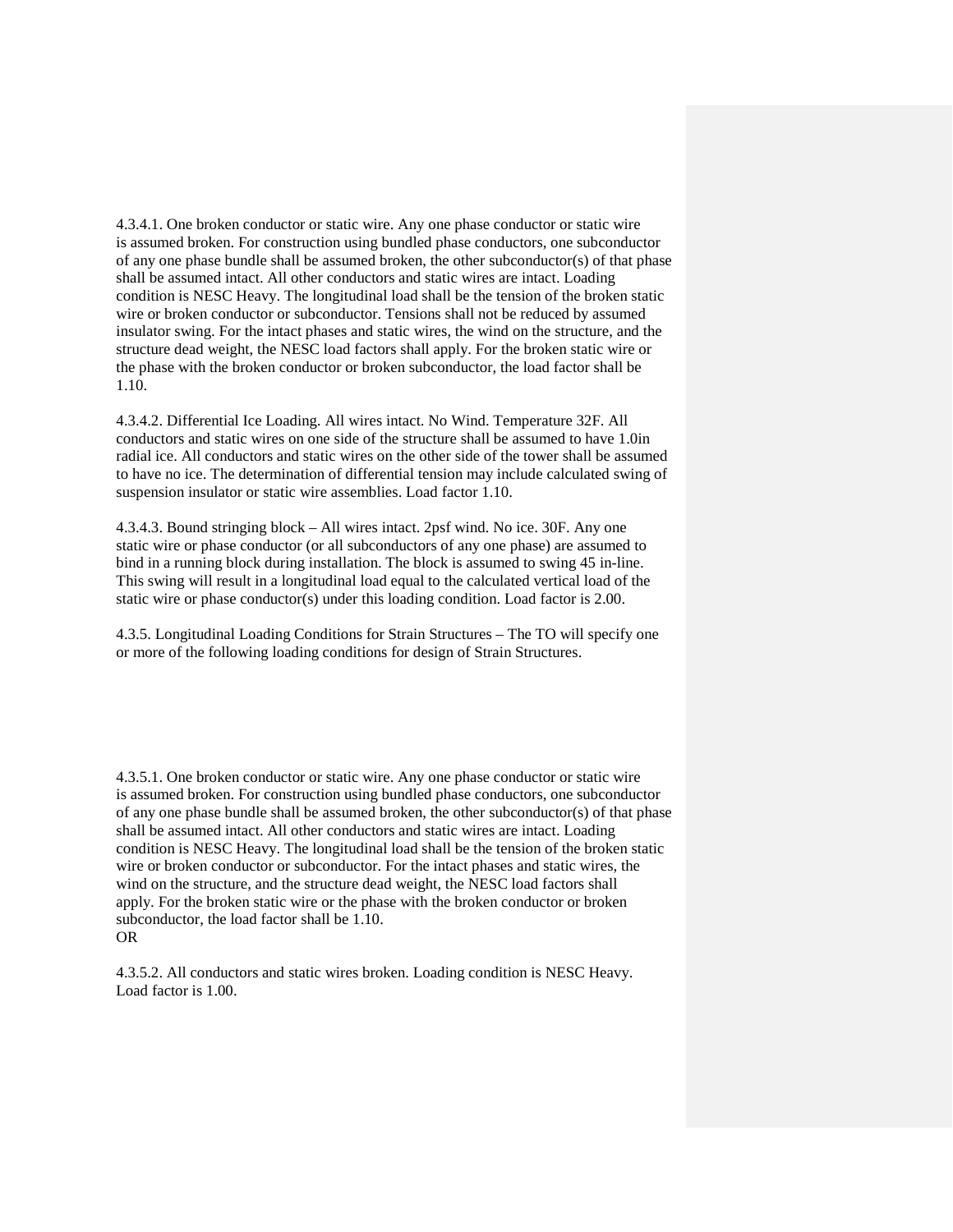4.3.4.1. One broken conductor or static wire. Any one phase conductor or static wire is assumed broken. For construction using bundled phase conductors, one subconductor of any one phase bundle shall be assumed broken, the other subconductor(s) of that phase shall be assumed intact. All other conductors and static wires are intact. Loading condition is NESC Heavy. The longitudinal load shall be the tension of the broken static wire or broken conductor or subconductor. Tensions shall not be reduced by assumed insulator swing. For the intact phases and static wires, the wind on the structure, and the structure dead weight, the NESC load factors shall apply. For the broken static wire or the phase with the broken conductor or broken subconductor, the load factor shall be 1.10.

4.3.4.2. Differential Ice Loading. All wires intact. No Wind. Temperature 32F. All conductors and static wires on one side of the structure shall be assumed to have 1.0in radial ice. All conductors and static wires on the other side of the tower shall be assumed to have no ice. The determination of differential tension may include calculated swing of suspension insulator or static wire assemblies. Load factor 1.10.

4.3.4.3. Bound stringing block – All wires intact. 2psf wind. No ice. 30F. Any one static wire or phase conductor (or all subconductors of any one phase) are assumed to bind in a running block during installation. The block is assumed to swing 45 in-line. This swing will result in a longitudinal load equal to the calculated vertical load of the static wire or phase conductor(s) under this loading condition. Load factor is 2.00.

4.3.5. Longitudinal Loading Conditions for Strain Structures – The TO will specify one or more of the following loading conditions for design of Strain Structures.

4.3.5.1. One broken conductor or static wire. Any one phase conductor or static wire is assumed broken. For construction using bundled phase conductors, one subconductor of any one phase bundle shall be assumed broken, the other subconductor(s) of that phase shall be assumed intact. All other conductors and static wires are intact. Loading condition is NESC Heavy. The longitudinal load shall be the tension of the broken static wire or broken conductor or subconductor. For the intact phases and static wires, the wind on the structure, and the structure dead weight, the NESC load factors shall apply. For the broken static wire or the phase with the broken conductor or broken subconductor, the load factor shall be 1.10.
OR

4.3.5.2. All conductors and static wires broken. Loading condition is NESC Heavy. Load factor is 1.00.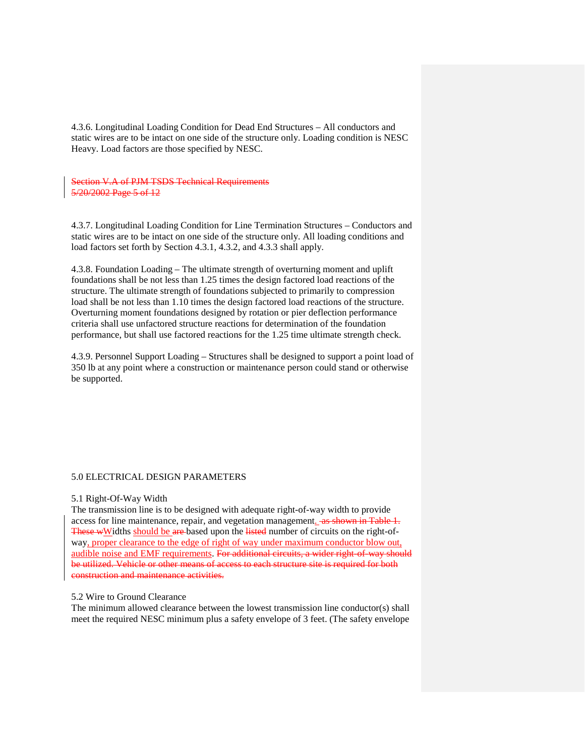4.3.6. Longitudinal Loading Condition for Dead End Structures – All conductors and static wires are to be intact on one side of the structure only. Loading condition is NESC Heavy. Load factors are those specified by NESC.

~~Section V.A of PJM TSDS Technical Requirements~~
~~5/20/2002 Page 5 of 12~~

4.3.7. Longitudinal Loading Condition for Line Termination Structures – Conductors and static wires are to be intact on one side of the structure only. All loading conditions and load factors set forth by Section 4.3.1, 4.3.2, and 4.3.3 shall apply.

4.3.8. Foundation Loading – The ultimate strength of overturning moment and uplift foundations shall be not less than 1.25 times the design factored load reactions of the structure. The ultimate strength of foundations subjected to primarily to compression load shall be not less than 1.10 times the design factored load reactions of the structure. Overturning moment foundations designed by rotation or pier deflection performance criteria shall use unfactored structure reactions for determination of the foundation performance, but shall use factored reactions for the 1.25 time ultimate strength check.

4.3.9. Personnel Support Loading – Structures shall be designed to support a point load of 350 lb at any point where a construction or maintenance person could stand or otherwise be supported.

## 5.0 ELECTRICAL DESIGN PARAMETERS

### 5.1 Right-Of-Way Width

The transmission line is to be designed with adequate right-of-way width to provide access for line maintenance, repair, and vegetation management. ~~as shown in Table 1. These w~~Widths should be ~~are~~ based upon the ~~listed~~ number of circuits on the right-of-way, proper clearance to the edge of right of way under maximum conductor blow out, audible noise and EMF requirements. ~~For additional circuits, a wider right-of-way should be utilized. Vehicle or other means of access to each structure site is required for both construction and maintenance activities.~~

### 5.2 Wire to Ground Clearance

The minimum allowed clearance between the lowest transmission line conductor(s) shall meet the required NESC minimum plus a safety envelope of 3 feet. (The safety envelope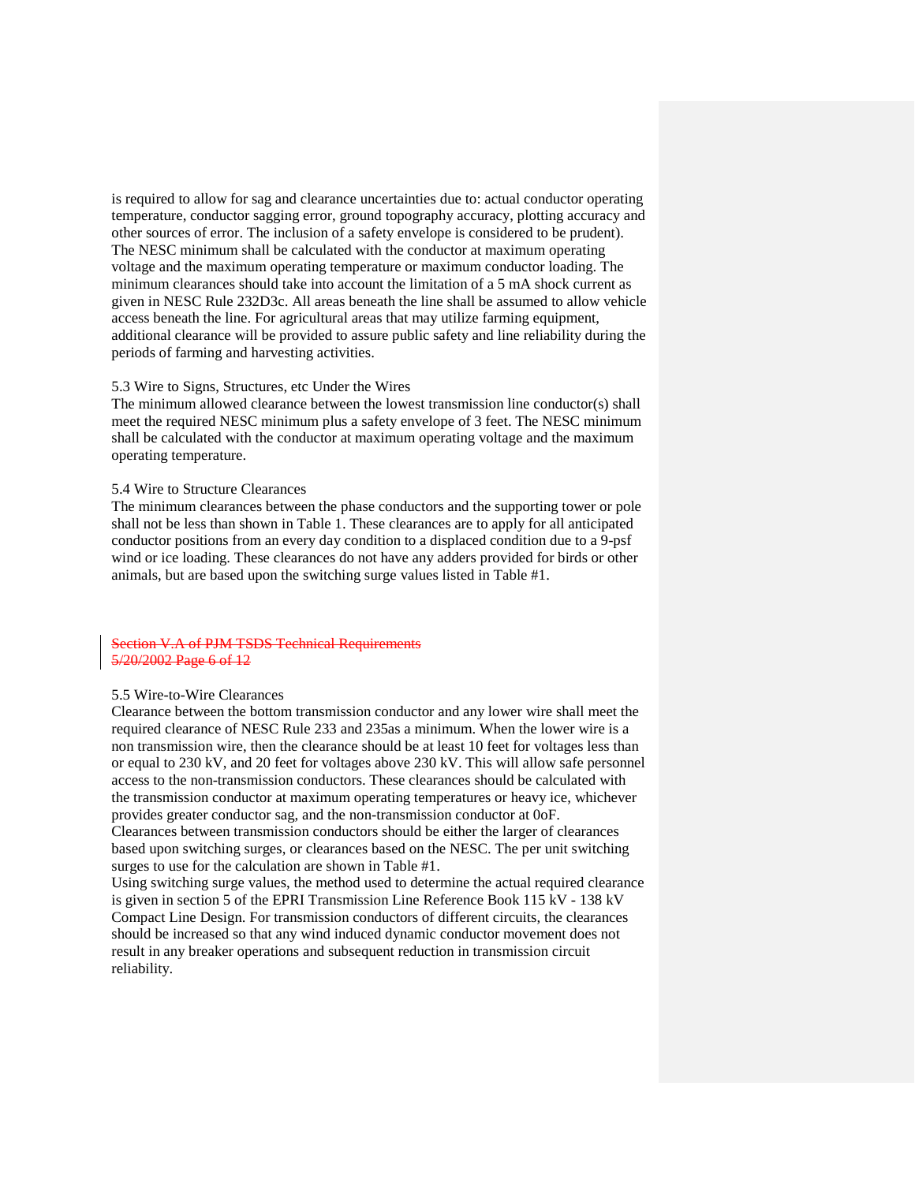is required to allow for sag and clearance uncertainties due to: actual conductor operating temperature, conductor sagging error, ground topography accuracy, plotting accuracy and other sources of error. The inclusion of a safety envelope is considered to be prudent). The NESC minimum shall be calculated with the conductor at maximum operating voltage and the maximum operating temperature or maximum conductor loading. The minimum clearances should take into account the limitation of a 5 mA shock current as given in NESC Rule 232D3c. All areas beneath the line shall be assumed to allow vehicle access beneath the line. For agricultural areas that may utilize farming equipment, additional clearance will be provided to assure public safety and line reliability during the periods of farming and harvesting activities.

5.3 Wire to Signs, Structures, etc Under the Wires

The minimum allowed clearance between the lowest transmission line conductor(s) shall meet the required NESC minimum plus a safety envelope of 3 feet. The NESC minimum shall be calculated with the conductor at maximum operating voltage and the maximum operating temperature.

5.4 Wire to Structure Clearances

The minimum clearances between the phase conductors and the supporting tower or pole shall not be less than shown in Table 1. These clearances are to apply for all anticipated conductor positions from an every day condition to a displaced condition due to a 9-psf wind or ice loading. These clearances do not have any adders provided for birds or other animals, but are based upon the switching surge values listed in Table #1.

~~Section V.A of PJM TSDS Technical Requirements~~
~~5/20/2002 Page 6 of 12~~

5.5 Wire-to-Wire Clearances

Clearance between the bottom transmission conductor and any lower wire shall meet the required clearance of NESC Rule 233 and 235as a minimum. When the lower wire is a non transmission wire, then the clearance should be at least 10 feet for voltages less than or equal to 230 kV, and 20 feet for voltages above 230 kV. This will allow safe personnel access to the non-transmission conductors. These clearances should be calculated with the transmission conductor at maximum operating temperatures or heavy ice, whichever provides greater conductor sag, and the non-transmission conductor at 0oF.

Clearances between transmission conductors should be either the larger of clearances based upon switching surges, or clearances based on the NESC. The per unit switching surges to use for the calculation are shown in Table #1.

Using switching surge values, the method used to determine the actual required clearance is given in section 5 of the EPRI Transmission Line Reference Book 115 kV - 138 kV Compact Line Design. For transmission conductors of different circuits, the clearances should be increased so that any wind induced dynamic conductor movement does not result in any breaker operations and subsequent reduction in transmission circuit reliability.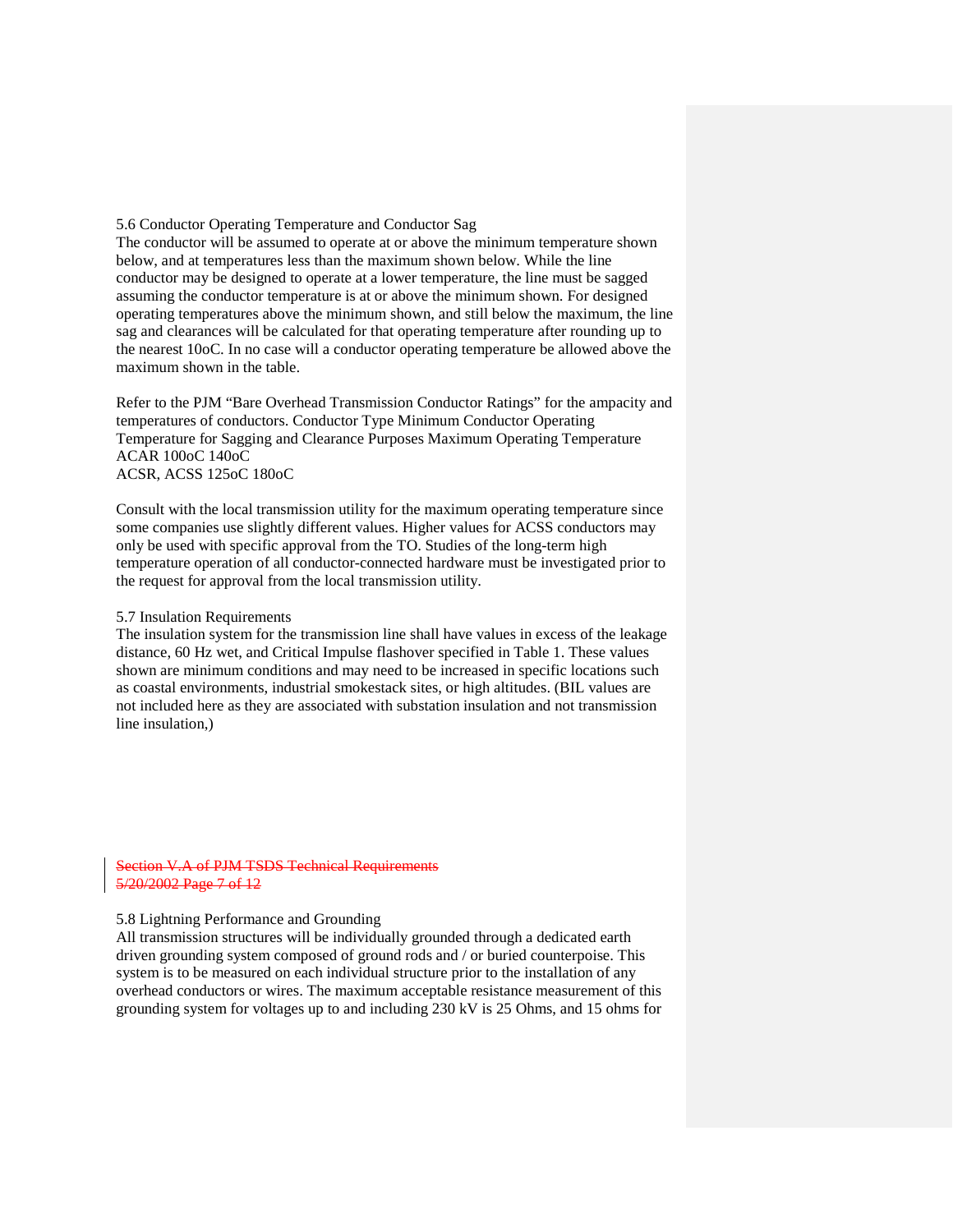5.6 Conductor Operating Temperature and Conductor Sag

The conductor will be assumed to operate at or above the minimum temperature shown below, and at temperatures less than the maximum shown below. While the line conductor may be designed to operate at a lower temperature, the line must be sagged assuming the conductor temperature is at or above the minimum shown. For designed operating temperatures above the minimum shown, and still below the maximum, the line sag and clearances will be calculated for that operating temperature after rounding up to the nearest 10oC. In no case will a conductor operating temperature be allowed above the maximum shown in the table.

Refer to the PJM "Bare Overhead Transmission Conductor Ratings" for the ampacity and temperatures of conductors.

| Conductor Type | Minimum Conductor Operating Temperature for Sagging and Clearance Purposes | Maximum Operating Temperature |
| --- | --- | --- |
| ACAR | 100oC | 140oC |
| ACSR, ACSS | 125oC | 180oC |

Consult with the local transmission utility for the maximum operating temperature since some companies use slightly different values. Higher values for ACSS conductors may only be used with specific approval from the TO. Studies of the long-term high temperature operation of all conductor-connected hardware must be investigated prior to the request for approval from the local transmission utility.

5.7 Insulation Requirements

The insulation system for the transmission line shall have values in excess of the leakage distance, 60 Hz wet, and Critical Impulse flashover specified in Table 1. These values shown are minimum conditions and may need to be increased in specific locations such as coastal environments, industrial smokestack sites, or high altitudes. (BIL values are not included here as they are associated with substation insulation and not transmission line insulation,)

~~Section V.A of PJM TSDS Technical Requirements~~
~~5/20/2002 Page 7 of 12~~

5.8 Lightning Performance and Grounding

All transmission structures will be individually grounded through a dedicated earth driven grounding system composed of ground rods and / or buried counterpoise. This system is to be measured on each individual structure prior to the installation of any overhead conductors or wires. The maximum acceptable resistance measurement of this grounding system for voltages up to and including 230 kV is 25 Ohms, and 15 ohms for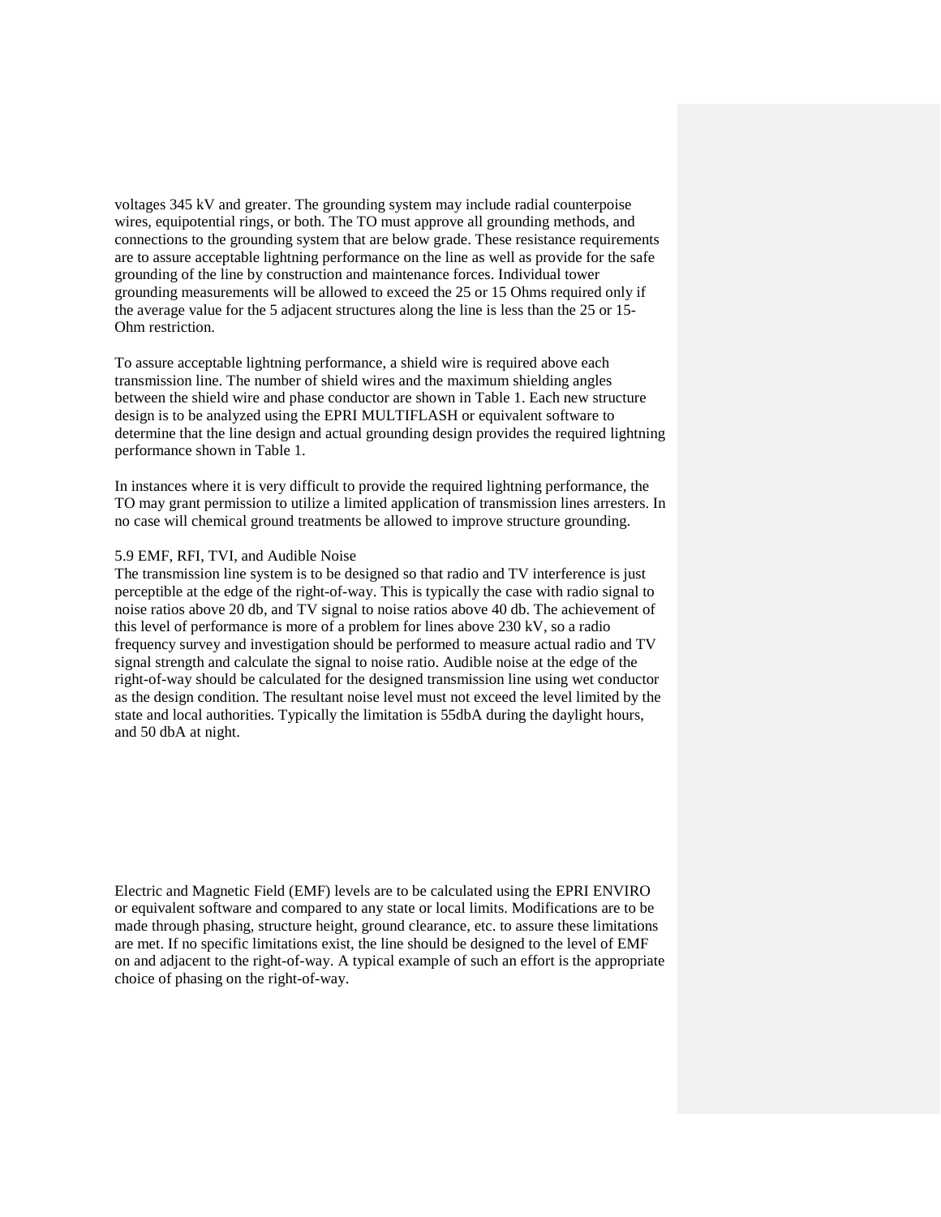voltages 345 kV and greater. The grounding system may include radial counterpoise wires, equipotential rings, or both. The TO must approve all grounding methods, and connections to the grounding system that are below grade. These resistance requirements are to assure acceptable lightning performance on the line as well as provide for the safe grounding of the line by construction and maintenance forces. Individual tower grounding measurements will be allowed to exceed the 25 or 15 Ohms required only if the average value for the 5 adjacent structures along the line is less than the 25 or 15-Ohm restriction.

To assure acceptable lightning performance, a shield wire is required above each transmission line. The number of shield wires and the maximum shielding angles between the shield wire and phase conductor are shown in Table 1. Each new structure design is to be analyzed using the EPRI MULTIFLASH or equivalent software to determine that the line design and actual grounding design provides the required lightning performance shown in Table 1.

In instances where it is very difficult to provide the required lightning performance, the TO may grant permission to utilize a limited application of transmission lines arresters. In no case will chemical ground treatments be allowed to improve structure grounding.

5.9 EMF, RFI, TVI, and Audible Noise

The transmission line system is to be designed so that radio and TV interference is just perceptible at the edge of the right-of-way. This is typically the case with radio signal to noise ratios above 20 db, and TV signal to noise ratios above 40 db. The achievement of this level of performance is more of a problem for lines above 230 kV, so a radio frequency survey and investigation should be performed to measure actual radio and TV signal strength and calculate the signal to noise ratio. Audible noise at the edge of the right-of-way should be calculated for the designed transmission line using wet conductor as the design condition. The resultant noise level must not exceed the level limited by the state and local authorities. Typically the limitation is 55dbA during the daylight hours, and 50 dbA at night.

Electric and Magnetic Field (EMF) levels are to be calculated using the EPRI ENVIRO or equivalent software and compared to any state or local limits. Modifications are to be made through phasing, structure height, ground clearance, etc. to assure these limitations are met. If no specific limitations exist, the line should be designed to the level of EMF on and adjacent to the right-of-way. A typical example of such an effort is the appropriate choice of phasing on the right-of-way.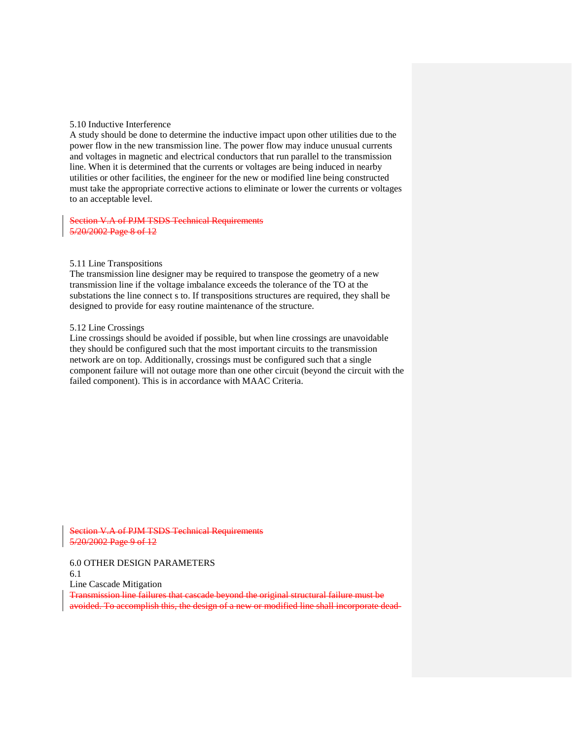### 5.10 Inductive Interference

A study should be done to determine the inductive impact upon other utilities due to the power flow in the new transmission line. The power flow may induce unusual currents and voltages in magnetic and electrical conductors that run parallel to the transmission line. When it is determined that the currents or voltages are being induced in nearby utilities or other facilities, the engineer for the new or modified line being constructed must take the appropriate corrective actions to eliminate or lower the currents or voltages to an acceptable level.

### 5.11 Line Transpositions

The transmission line designer may be required to transpose the geometry of a new transmission line if the voltage imbalance exceeds the tolerance of the TO at the substations the line connect s to. If transpositions structures are required, they shall be designed to provide for easy routine maintenance of the structure.

### 5.12 Line Crossings

Line crossings should be avoided if possible, but when line crossings are unavoidable they should be configured such that the most important circuits to the transmission network are on top. Additionally, crossings must be configured such that a single component failure will not outage more than one other circuit (beyond the circuit with the failed component). This is in accordance with MAAC Criteria.

## 6.0 OTHER DESIGN PARAMETERS

### 6.1 Line Cascade Mitigation

~~Transmission line failures that cascade beyond the original structural failure must be avoided. To accomplish this, the design of a new or modified line shall incorporate dead-~~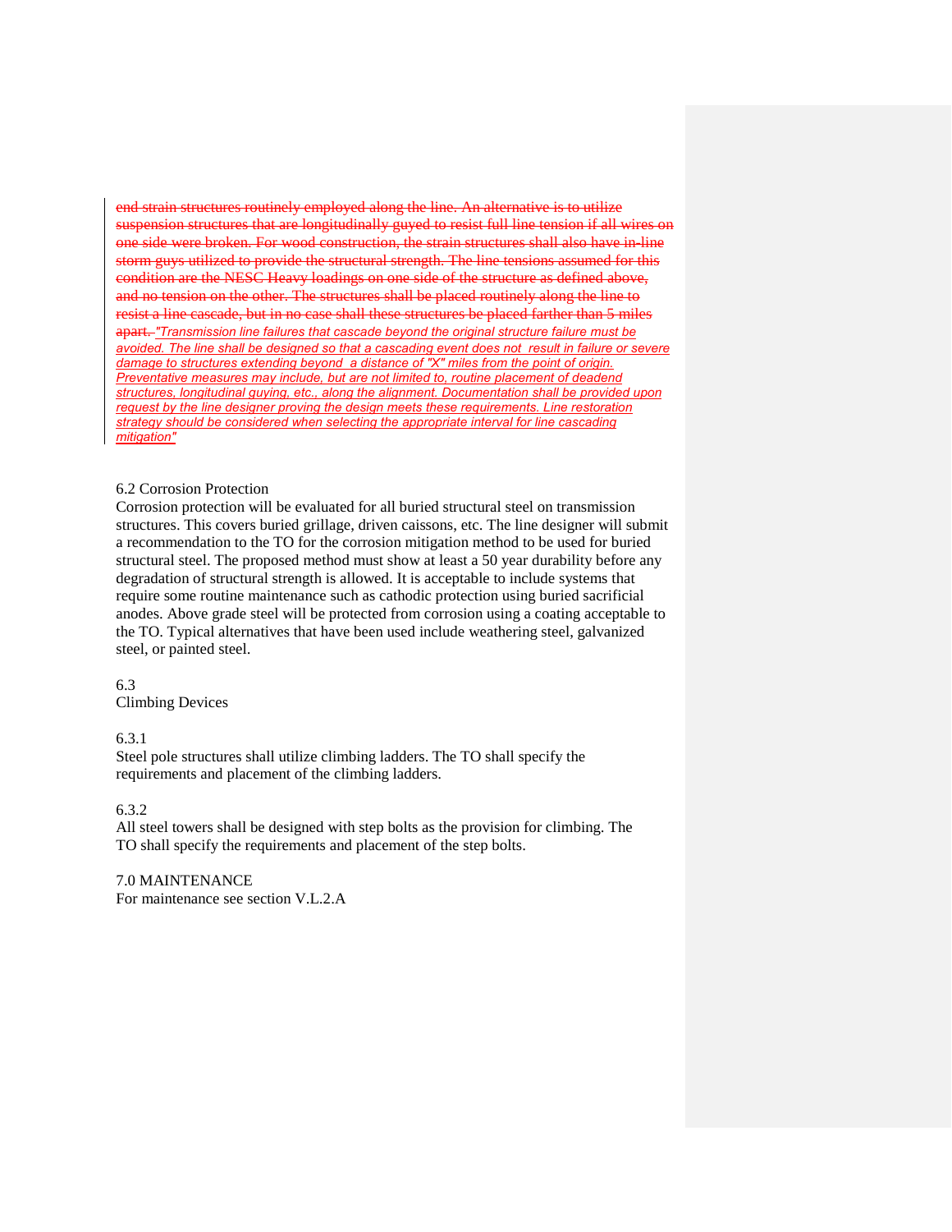~~end strain structures routinely employed along the line. An alternative is to utilize suspension structures that are longitudinally guyed to resist full line tension if all wires on one side were broken. For wood construction, the strain structures shall also have in-line storm guys utilized to provide the structural strength. The line tensions assumed for this condition are the NESC Heavy loadings on one side of the structure as defined above, and no tension on the other. The structures shall be placed routinely along the line to resist a line cascade, but in no case shall these structures be placed farther than 5 miles apart.~~ *"Transmission line failures that cascade beyond the original structure failure must be avoided. The line shall be designed so that a cascading event does not result in failure or severe damage to structures extending beyond a distance of "X" miles from the point of origin. Preventative measures may include, but are not limited to, routine placement of deadend structures, longitudinal guying, etc., along the alignment. Documentation shall be provided upon request by the line designer proving the design meets these requirements. Line restoration strategy should be considered when selecting the appropriate interval for line cascading mitigation"*

6.2 Corrosion Protection

Corrosion protection will be evaluated for all buried structural steel on transmission structures. This covers buried grillage, driven caissons, etc. The line designer will submit a recommendation to the TO for the corrosion mitigation method to be used for buried structural steel. The proposed method must show at least a 50 year durability before any degradation of structural strength is allowed. It is acceptable to include systems that require some routine maintenance such as cathodic protection using buried sacrificial anodes. Above grade steel will be protected from corrosion using a coating acceptable to the TO. Typical alternatives that have been used include weathering steel, galvanized steel, or painted steel.

6.3
Climbing Devices

6.3.1
Steel pole structures shall utilize climbing ladders. The TO shall specify the requirements and placement of the climbing ladders.

6.3.2
All steel towers shall be designed with step bolts as the provision for climbing. The TO shall specify the requirements and placement of the step bolts.

7.0 MAINTENANCE
For maintenance see section V.L.2.A